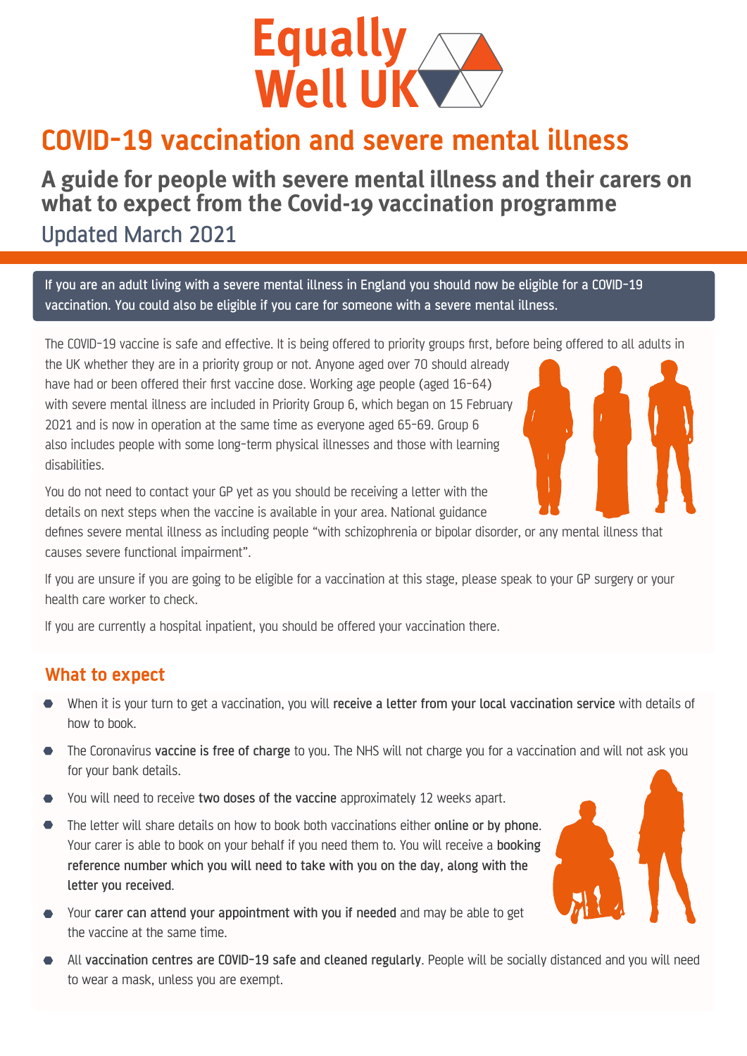Equally Well UK

# COVID-19 vaccination and severe mental illness

## A guide for people with severe mental illness and their carers on what to expect from the Covid-19 vaccination programme

Updated March 2021

If you are an adult living with a severe mental illness in England you should now be eligible for a COVID-19 vaccination. You could also be eligible if you care for someone with a severe mental illness.

The COVID-19 vaccine is safe and effective. It is being offered to priority groups first, before being offered to all adults in the UK whether they are in a priority group or not. Anyone aged over 70 should already have had or been offered their first vaccine dose. Working age people (aged 16-64) with severe mental illness are included in Priority Group 6, which began on 15 February 2021 and is now in operation at the same time as everyone aged 65-69. Group 6 also includes people with some long-term physical illnesses and those with learning disabilities.

You do not need to contact your GP yet as you should be receiving a letter with the details on next steps when the vaccine is available in your area. National guidance defines severe mental illness as including people "with schizophrenia or bipolar disorder, or any mental illness that causes severe functional impairment".

If you are unsure if you are going to be eligible for a vaccination at this stage, please speak to your GP surgery or your health care worker to check.

If you are currently a hospital inpatient, you should be offered your vaccination there.

### What to expect

- When it is your turn to get a vaccination, you will **receive a letter from your local vaccination service** with details of how to book.
- The Coronavirus **vaccine is free of charge** to you. The NHS will not charge you for a vaccination and will not ask you for your bank details.
- You will need to receive **two doses of the vaccine** approximately 12 weeks apart.
- The letter will share details on how to book both vaccinations either **online or by phone**. Your carer is able to book on your behalf if you need them to. You will receive a **booking reference number which you will need to take with you on the day, along with the letter you received**.
- Your **carer can attend your appointment with you if needed** and may be able to get the vaccine at the same time.
- All **vaccination centres are COVID-19 safe and cleaned regularly**. People will be socially distanced and you will need to wear a mask, unless you are exempt.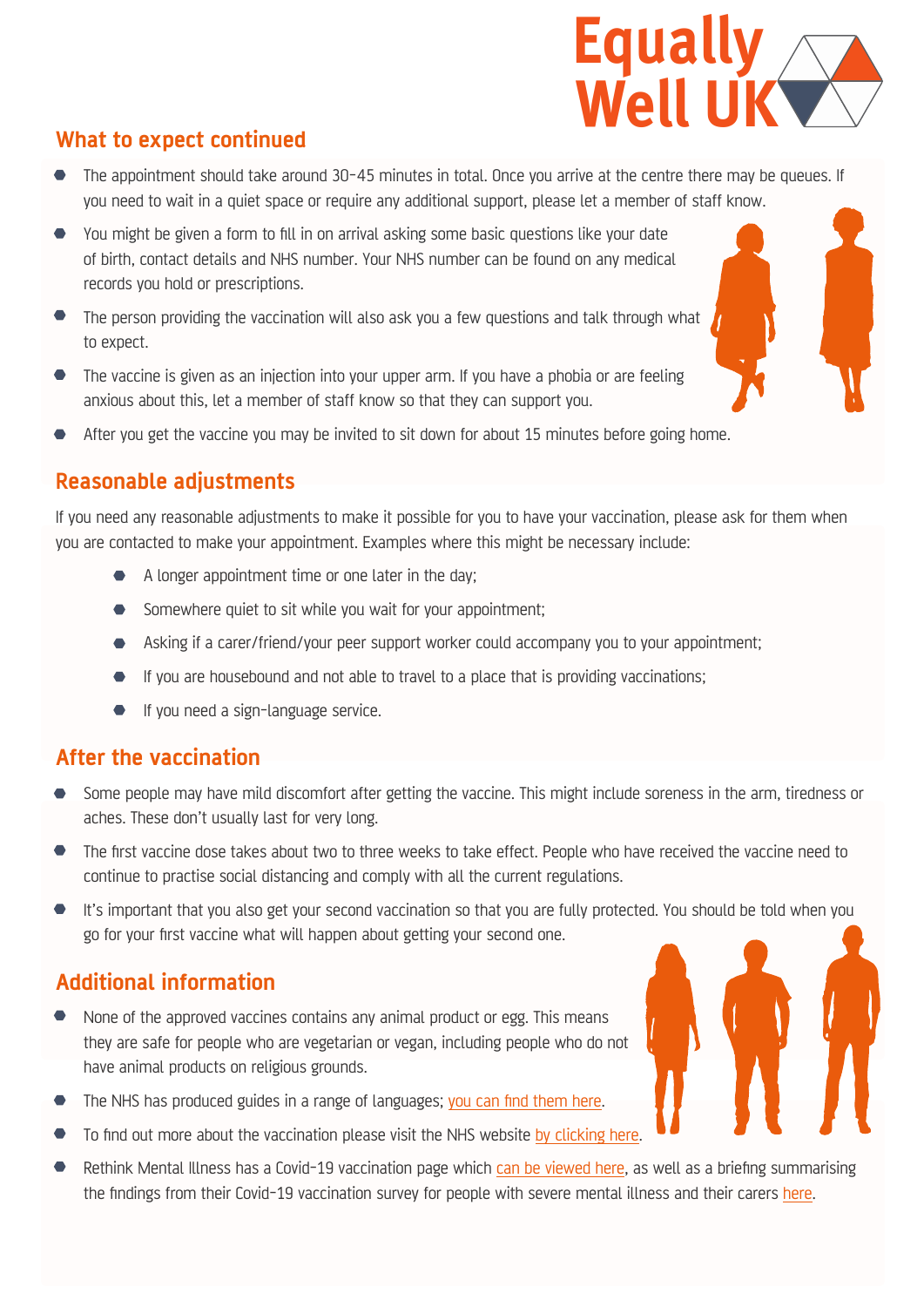## What to expect continued

- The appointment should take around 30-45 minutes in total. Once you arrive at the centre there may be queues. If you need to wait in a quiet space or require any additional support, please let a member of staff know.
- You might be given a form to fill in on arrival asking some basic questions like your date of birth, contact details and NHS number. Your NHS number can be found on any medical records you hold or prescriptions.
- The person providing the vaccination will also ask you a few questions and talk through what to expect.
- The vaccine is given as an injection into your upper arm. If you have a phobia or are feeling anxious about this, let a member of staff know so that they can support you.
- After you get the vaccine you may be invited to sit down for about 15 minutes before going home.

## Reasonable adjustments

If you need any reasonable adjustments to make it possible for you to have your vaccination, please ask for them when you are contacted to make your appointment. Examples where this might be necessary include:

- A longer appointment time or one later in the day;
- Somewhere quiet to sit while you wait for your appointment;
- Asking if a carer/friend/your peer support worker could accompany you to your appointment;
- If you are housebound and not able to travel to a place that is providing vaccinations;
- If you need a sign-language service.

## After the vaccination

- Some people may have mild discomfort after getting the vaccine. This might include soreness in the arm, tiredness or aches. These don't usually last for very long.
- The first vaccine dose takes about two to three weeks to take effect. People who have received the vaccine need to continue to practise social distancing and comply with all the current regulations.
- It's important that you also get your second vaccination so that you are fully protected. You should be told when you go for your first vaccine what will happen about getting your second one.

## Additional information

- None of the approved vaccines contains any animal product or egg. This means they are safe for people who are vegetarian or vegan, including people who do not have animal products on religious grounds.
- The NHS has produced guides in a range of languages; you can find them here.
- To find out more about the vaccination please visit the NHS website by clicking here.
- Rethink Mental Illness has a Covid-19 vaccination page which can be viewed here, as well as a briefing summarising the findings from their Covid-19 vaccination survey for people with severe mental illness and their carers here.